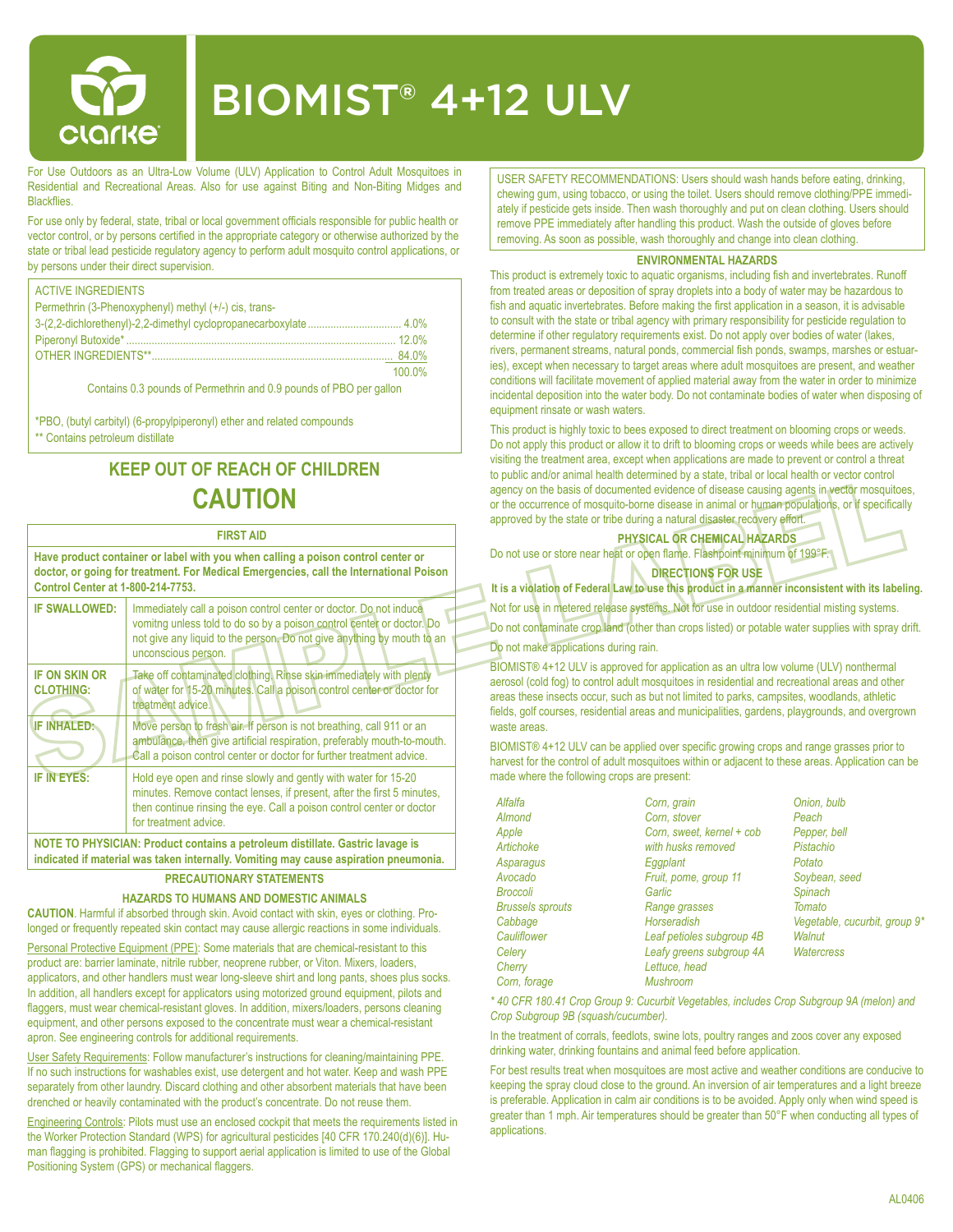# BIOMIST® 4+12 ULV

For Use Outdoors as an Ultra-Low Volume (ULV) Application to Control Adult Mosquitoes in Residential and Recreational Areas. Also for use against Biting and Non-Biting Midges and Blackflies.

For use only by federal, state, tribal or local government officials responsible for public health or vector control, or by persons certified in the appropriate category or otherwise authorized by the state or tribal lead pesticide regulatory agency to perform adult mosquito control applications, or by persons under their direct supervision.

| ACTIVE INGREDIENTS | |
|---|---|
| Permethrin (3-Phenoxyphenyl) methyl (+/-) cis, trans-3-(2,2-dichloroethenyl)-2,2-dimethyl cyclopropanecarboxylate | 4.0% |
| Piperonyl Butoxide* | 12.0% |
| OTHER INGREDIENTS** | 84.0% |
| | 100.0% |

Contains 0.3 pounds of Permethrin and 0.9 pounds of PBO per gallon

*PBO, (butyl carbityl) (6-propylpiperonyl) ether and related compounds
** Contains petroleum distillate

## KEEP OUT OF REACH OF CHILDREN
## CAUTION

### FIRST AID

**Have product container or label with you when calling a poison control center or doctor, or going for treatment. For Medical Emergencies, call the International Poison Control Center at 1-800-214-7753.**

| | |
|---|---|
| **IF SWALLOWED:** | Immediately call a poison control center or doctor. Do not induce vomitng unless told to do so by a poison control center or doctor. Do not give any liquid to the person. Do not give anything by mouth to an unconscious person. |
| **IF ON SKIN OR CLOTHING:** | Take off contaminated clothing. Rinse skin immediately with plenty of water for 15-20 minutes. Call a poison control center or doctor for treatment advice. |
| **IF INHALED:** | Move person to fresh air. If person is not breathing, call 911 or an ambulance, then give artificial respiration, preferably mouth-to-mouth. Call a poison control center or doctor for further treatment advice. |
| **IF IN EYES:** | Hold eye open and rinse slowly and gently with water for 15-20 minutes. Remove contact lenses, if present, after the first 5 minutes, then continue rinsing the eye. Call a poison control center or doctor for treatment advice. |

**NOTE TO PHYSICIAN: Product contains a petroleum distillate. Gastric lavage is indicated if material was taken internally. Vomiting may cause aspiration pneumonia.**

### PRECAUTIONARY STATEMENTS

#### HAZARDS TO HUMANS AND DOMESTIC ANIMALS

**CAUTION**. Harmful if absorbed through skin. Avoid contact with skin, eyes or clothing. Prolonged or frequently repeated skin contact may cause allergic reactions in some individuals.

Personal Protective Equipment (PPE): Some materials that are chemical-resistant to this product are: barrier laminate, nitrile rubber, neoprene rubber, or Viton. Mixers, loaders, applicators, and other handlers must wear long-sleeve shirt and long pants, shoes plus socks. In addition, all handlers except for applicators using motorized ground equipment, pilots and flaggers, must wear chemical-resistant gloves. In addition, mixers/loaders, persons cleaning equipment, and other persons exposed to the concentrate must wear a chemical-resistant apron. See engineering controls for additional requirements.

User Safety Requirements: Follow manufacturer's instructions for cleaning/maintaining PPE. If no such instructions for washables exist, use detergent and hot water. Keep and wash PPE separately from other laundry. Discard clothing and other absorbent materials that have been drenched or heavily contaminated with the product's concentrate. Do not reuse them.

Engineering Controls: Pilots must use an enclosed cockpit that meets the requirements listed in the Worker Protection Standard (WPS) for agricultural pesticides [40 CFR 170.240(d)(6)]. Human flagging is prohibited. Flagging to support aerial application is limited to use of the Global Positioning System (GPS) or mechanical flaggers.

USER SAFETY RECOMMENDATIONS: Users should wash hands before eating, drinking, chewing gum, using tobacco, or using the toilet. Users should remove clothing/PPE immediately if pesticide gets inside. Then wash thoroughly and put on clean clothing. Users should remove PPE immediately after handling this product. Wash the outside of gloves before removing. As soon as possible, wash thoroughly and change into clean clothing.

#### ENVIRONMENTAL HAZARDS

This product is extremely toxic to aquatic organisms, including fish and invertebrates. Runoff from treated areas or deposition of spray droplets into a body of water may be hazardous to fish and aquatic invertebrates. Before making the first application in a season, it is advisable to consult with the state or tribal agency with primary responsibility for pesticide regulation to determine if other regulatory requirements exist. Do not apply over bodies of water (lakes, rivers, permanent streams, natural ponds, commercial fish ponds, swamps, marshes or estuaries), except when necessary to target areas where adult mosquitoes are present, and weather conditions will facilitate movement of applied material away from the water in order to minimize incidental deposition into the water body. Do not contaminate bodies of water when disposing of equipment rinsate or wash waters.

This product is highly toxic to bees exposed to direct treatment on blooming crops or weeds. Do not apply this product or allow it to drift to blooming crops or weeds while bees are actively visiting the treatment area, except when applications are made to prevent or control a threat to public and/or animal health determined by a state, tribal or local health or vector control agency on the basis of documented evidence of disease causing agents in vector mosquitoes, or the occurrence of mosquito-borne disease in animal or human populations, or if specifically approved by the state or tribe during a natural disaster recovery effort.

#### PHYSICAL OR CHEMICAL HAZARDS

Do not use or store near heat or open flame. Flashpoint minimum of 199°F.

### DIRECTIONS FOR USE

**It is a violation of Federal Law to use this product in a manner inconsistent with its labeling.**

Not for use in metered release systems. Not for use in outdoor residential misting systems.

Do not contaminate crop land (other than crops listed) or potable water supplies with spray drift.

Do not make applications during rain.

BIOMIST® 4+12 ULV is approved for application as an ultra low volume (ULV) nonthermal aerosol (cold fog) to control adult mosquitoes in residential and recreational areas and other areas these insects occur, such as but not limited to parks, campsites, woodlands, athletic fields, golf courses, residential areas and municipalities, gardens, playgrounds, and overgrown waste areas.

BIOMIST® 4+12 ULV can be applied over specific growing crops and range grasses prior to harvest for the control of adult mosquitoes within or adjacent to these areas. Application can be made where the following crops are present:

| | | |
|---|---|---|
| *Alfalfa* | *Corn, grain* | *Onion, bulb* |
| *Almond* | *Corn, stover* | *Peach* |
| *Apple* | *Corn, sweet, kernel + cob with husks removed* | *Pepper, bell* |
| *Artichoke* | *Eggplant* | *Pistachio* |
| *Asparagus* | *Fruit, pome, group 11* | *Potato* |
| *Avocado* | *Garlic* | *Soybean, seed* |
| *Broccoli* | *Range grasses* | *Spinach* |
| *Brussels sprouts* | *Horseradish* | *Tomato* |
| *Cabbage* | *Leaf petioles subgroup 4B* | *Vegetable, cucurbit, group 9** |
| *Cauliflower* | *Leafy greens subgroup 4A* | *Walnut* |
| *Celery* | *Lettuce, head* | *Watercress* |
| *Cherry* | *Mushroom* | |
| *Corn, forage* | | |

*\* 40 CFR 180.41 Crop Group 9: Cucurbit Vegetables, includes Crop Subgroup 9A (melon) and Crop Subgroup 9B (squash/cucumber).*

In the treatment of corrals, feedlots, swine lots, poultry ranges and zoos cover any exposed drinking water, drinking fountains and animal feed before application.

For best results treat when mosquitoes are most active and weather conditions are conducive to keeping the spray cloud close to the ground. An inversion of air temperatures and a light breeze is preferable. Application in calm air conditions is to be avoided. Apply only when wind speed is greater than 1 mph. Air temperatures should be greater than 50°F when conducting all types of applications.

AL0406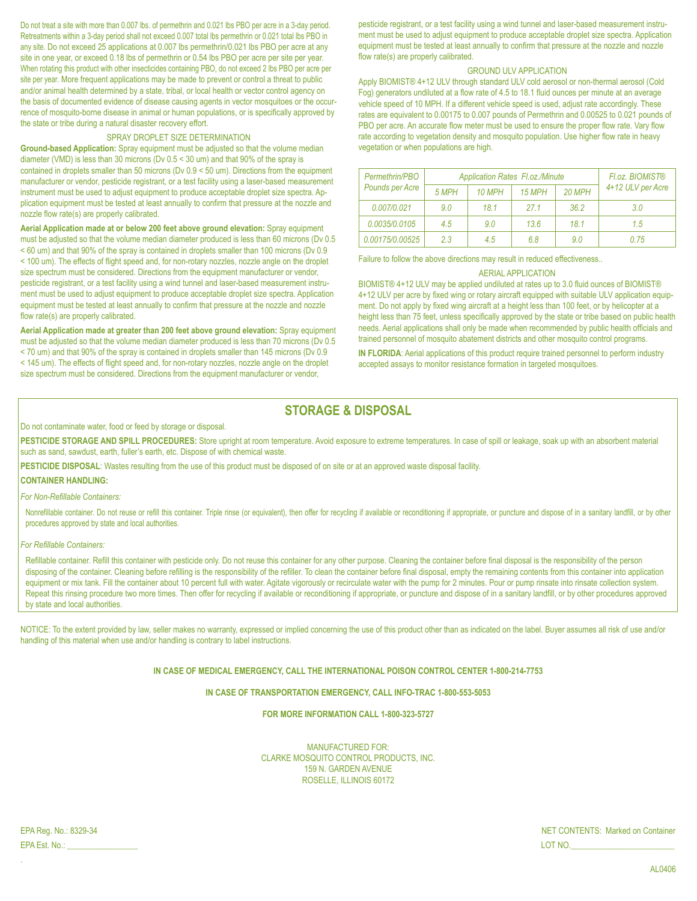Do not treat a site with more than 0.007 lbs. of permethrin and 0.021 lbs PBO per acre in a 3-day period. Retreatments within a 3-day period shall not exceed 0.007 total lbs permethrin or 0.021 total lbs PBO in any site. Do not exceed 25 applications at 0.007 lbs permethrin/0.021 lbs PBO per acre at any site in one year, or exceed 0.18 lbs of permethrin or 0.54 lbs PBO per acre per site per year. When rotating this product with other insecticides containing PBO, do not exceed 2 lbs PBO per acre per site per year. More frequent applications may be made to prevent or control a threat to public and/or animal health determined by a state, tribal, or local health or vector control agency on the basis of documented evidence of disease causing agents in vector mosquitoes or the occurrence of mosquito-borne disease in animal or human populations, or is specifically approved by the state or tribe during a natural disaster recovery effort.

### SPRAY DROPLET SIZE DETERMINATION

**Ground-based Application:** Spray equipment must be adjusted so that the volume median diameter (VMD) is less than 30 microns (Dv 0.5 < 30 um) and that 90% of the spray is contained in droplets smaller than 50 microns (Dv 0.9 < 50 um). Directions from the equipment manufacturer or vendor, pesticide registrant, or a test facility using a laser-based measurement instrument must be used to adjust equipment to produce acceptable droplet size spectra. Application equipment must be tested at least annually to confirm that pressure at the nozzle and nozzle flow rate(s) are properly calibrated.

**Aerial Application made at or below 200 feet above ground elevation:** Spray equipment must be adjusted so that the volume median diameter produced is less than 60 microns (Dv 0.5 < 60 um) and that 90% of the spray is contained in droplets smaller than 100 microns (Dv 0.9 < 100 um). The effects of flight speed and, for non-rotary nozzles, nozzle angle on the droplet size spectrum must be considered. Directions from the equipment manufacturer or vendor, pesticide registrant, or a test facility using a wind tunnel and laser-based measurement instrument must be used to adjust equipment to produce acceptable droplet size spectra. Application equipment must be tested at least annually to confirm that pressure at the nozzle and nozzle flow rate(s) are properly calibrated.

**Aerial Application made at greater than 200 feet above ground elevation:** Spray equipment must be adjusted so that the volume median diameter produced is less than 70 microns (Dv 0.5 < 70 um) and that 90% of the spray is contained in droplets smaller than 145 microns (Dv 0.9 < 145 um). The effects of flight speed and, for non-rotary nozzles, nozzle angle on the droplet size spectrum must be considered. Directions from the equipment manufacturer or vendor, pesticide registrant, or a test facility using a wind tunnel and laser-based measurement instrument must be used to adjust equipment to produce acceptable droplet size spectra. Application equipment must be tested at least annually to confirm that pressure at the nozzle and nozzle flow rate(s) are properly calibrated.

### GROUND ULV APPLICATION

Apply BIOMIST® 4+12 ULV through standard ULV cold aerosol or non-thermal aerosol (Cold Fog) generators undiluted at a flow rate of 4.5 to 18.1 fluid ounces per minute at an average vehicle speed of 10 MPH. If a different vehicle speed is used, adjust rate accordingly. These rates are equivalent to 0.00175 to 0.007 pounds of Permethrin and 0.00525 to 0.021 pounds of PBO per acre. An accurate flow meter must be used to ensure the proper flow rate. Vary flow rate according to vegetation density and mosquito population. Use higher flow rate in heavy vegetation or when populations are high.

| *Permethrin/PBO Pounds per Acre* | *Application Rates Fl.oz./Minute* | | | | *Fl.oz. BIOMIST® 4+12 ULV per Acre* |
|---|---|---|---|---|---|
| | *5 MPH* | *10 MPH* | *15 MPH* | *20 MPH* | |
| *0.007/0.021* | *9.0* | *18.1* | *27.1* | *36.2* | *3.0* |
| *0.0035/0.0105* | *4.5* | *9.0* | *13.6* | *18.1* | *1.5* |
| *0.00175/0.00525* | *2.3* | *4.5* | *6.8* | *9.0* | *0.75* |

Failure to follow the above directions may result in reduced effectiveness..

### AERIAL APPLICATION

BIOMIST® 4+12 ULV may be applied undiluted at rates up to 3.0 fluid ounces of BIOMIST® 4+12 ULV per acre by fixed wing or rotary aircraft equipped with suitable ULV application equipment. Do not apply by fixed wing aircraft at a height less than 100 feet, or by helicopter at a height less than 75 feet, unless specifically approved by the state or tribe based on public health needs. Aerial applications shall only be made when recommended by public health officials and trained personnel of mosquito abatement districts and other mosquito control programs.

**IN FLORIDA**: Aerial applications of this product require trained personnel to perform industry accepted assays to monitor resistance formation in targeted mosquitoes.

## STORAGE & DISPOSAL

Do not contaminate water, food or feed by storage or disposal.

**PESTICIDE STORAGE AND SPILL PROCEDURES:** Store upright at room temperature. Avoid exposure to extreme temperatures. In case of spill or leakage, soak up with an absorbent material such as sand, sawdust, earth, fuller's earth, etc. Dispose of with chemical waste.

**PESTICIDE DISPOSAL**: Wastes resulting from the use of this product must be disposed of on site or at an approved waste disposal facility.

**CONTAINER HANDLING:**

*For Non-Refillable Containers:*

Nonrefillable container. Do not reuse or refill this container. Triple rinse (or equivalent), then offer for recycling if available or reconditioning if appropriate, or puncture and dispose of in a sanitary landfill, or by other procedures approved by state and local authorities.

*For Refillable Containers:*

Refillable container. Refill this container with pesticide only. Do not reuse this container for any other purpose. Cleaning the container before final disposal is the responsibility of the person disposing of the container. Cleaning before refilling is the responsibility of the refiller. To clean the container before final disposal, empty the remaining contents from this container into application equipment or mix tank. Fill the container about 10 percent full with water. Agitate vigorously or recirculate water with the pump for 2 minutes. Pour or pump rinsate into rinsate collection system. Repeat this rinsing procedure two more times. Then offer for recycling if available or reconditioning if appropriate, or puncture and dispose of in a sanitary landfill, or by other procedures approved by state and local authorities.

NOTICE: To the extent provided by law, seller makes no warranty, expressed or implied concerning the use of this product other than as indicated on the label. Buyer assumes all risk of use and/or handling of this material when use and/or handling is contrary to label instructions.

**IN CASE OF MEDICAL EMERGENCY, CALL THE INTERNATIONAL POISON CONTROL CENTER 1-800-214-7753**

**IN CASE OF TRANSPORTATION EMERGENCY, CALL INFO-TRAC 1-800-553-5053**

**FOR MORE INFORMATION CALL 1-800-323-5727**

MANUFACTURED FOR:
CLARKE MOSQUITO CONTROL PRODUCTS, INC.
159 N. GARDEN AVENUE
ROSELLE, ILLINOIS 60172

EPA Reg. No.: 8329-34
EPA Est. No.: ________________

NET CONTENTS: Marked on Container
LOT NO.________________________

AL0406